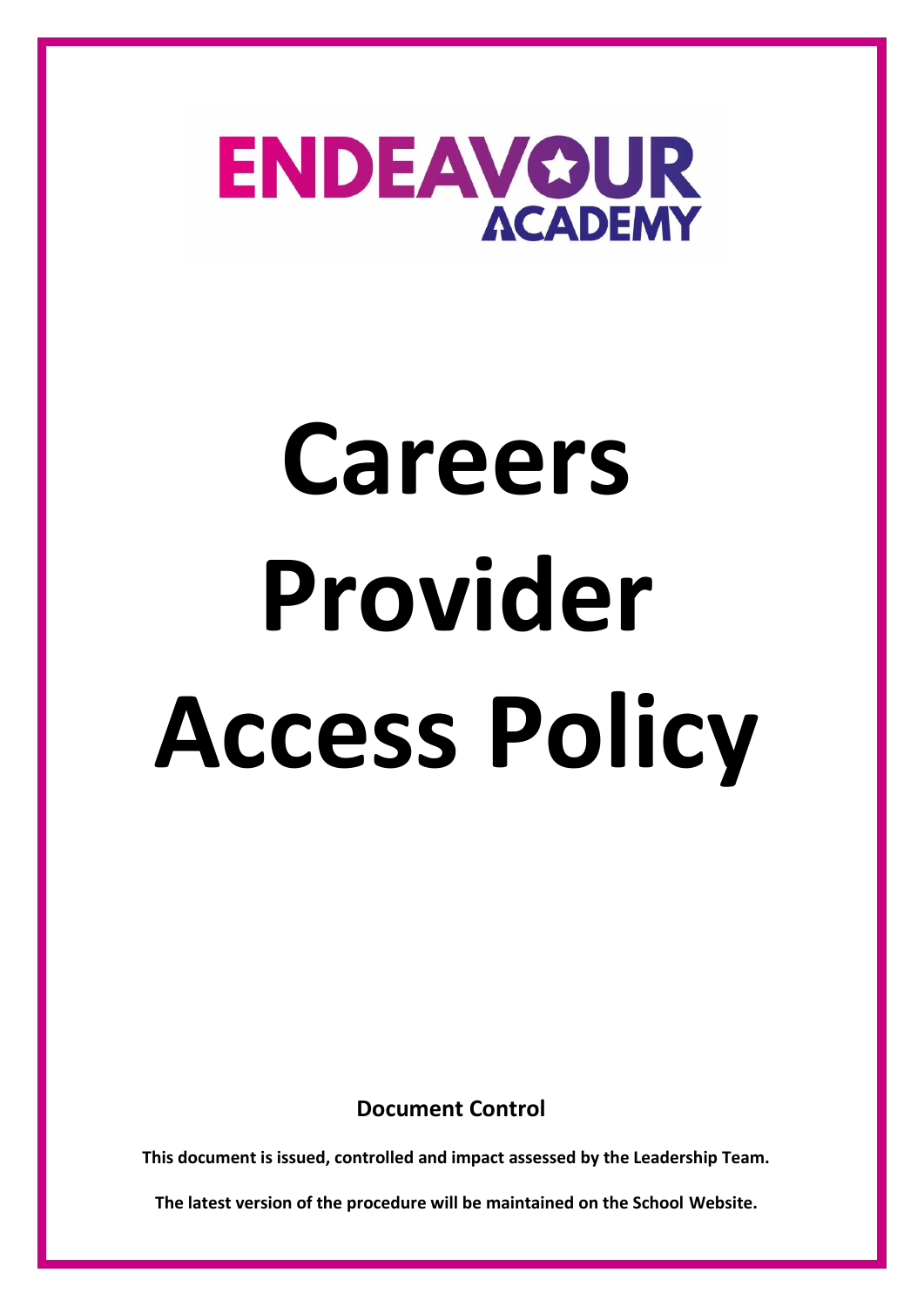ENDEAVOUR ACADEMY

# Careers Provider Access Policy

**Document Control**

**This document is issued, controlled and impact assessed by the Leadership Team.**

**The latest version of the procedure will be maintained on the School Website.**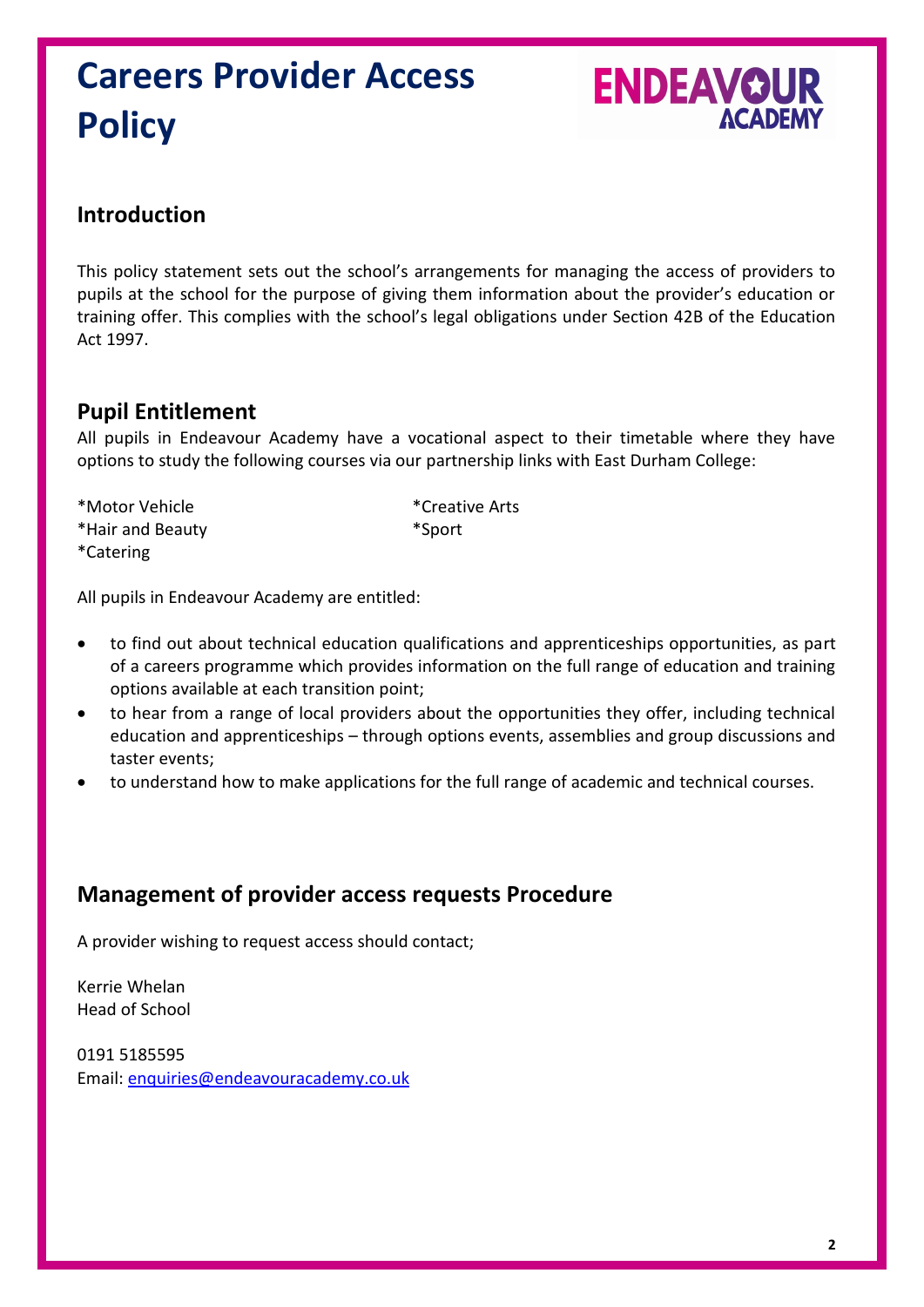# Careers Provider Access Policy

## Introduction

This policy statement sets out the school's arrangements for managing the access of providers to pupils at the school for the purpose of giving them information about the provider's education or training offer. This complies with the school's legal obligations under Section 42B of the Education Act 1997.

## Pupil Entitlement

All pupils in Endeavour Academy have a vocational aspect to their timetable where they have options to study the following courses via our partnership links with East Durham College:

*Motor Vehicle
*Hair and Beauty
*Catering
*Creative Arts
*Sport

All pupils in Endeavour Academy are entitled:

- to find out about technical education qualifications and apprenticeships opportunities, as part of a careers programme which provides information on the full range of education and training options available at each transition point;
- to hear from a range of local providers about the opportunities they offer, including technical education and apprenticeships – through options events, assemblies and group discussions and taster events;
- to understand how to make applications for the full range of academic and technical courses.

## Management of provider access requests Procedure

A provider wishing to request access should contact;

Kerrie Whelan
Head of School

0191 5185595
Email: enquiries@endeavouracademy.co.uk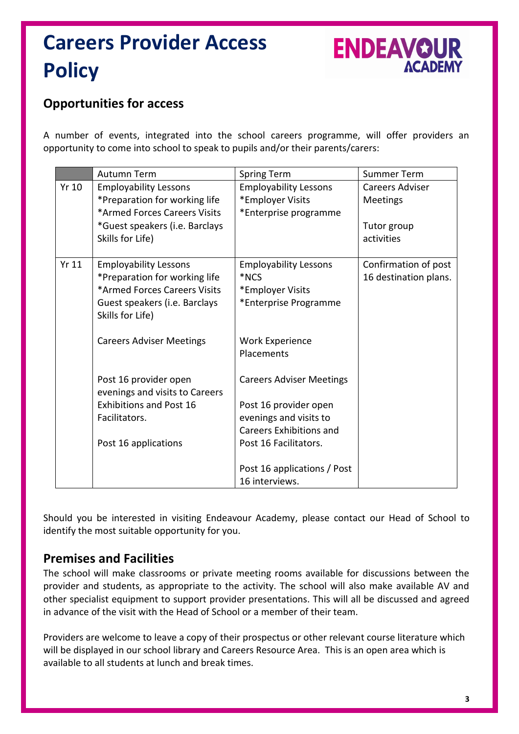# Careers Provider Access Policy

ENDEAVOUR ACADEMY

## Opportunities for access

A number of events, integrated into the school careers programme, will offer providers an opportunity to come into school to speak to pupils and/or their parents/carers:

| | Autumn Term | Spring Term | Summer Term |
|---|---|---|---|
| Yr 10 | Employability Lessons<br>*Preparation for working life<br>*Armed Forces Careers Visits<br>*Guest speakers (i.e. Barclays Skills for Life) | Employability Lessons<br>*Employer Visits<br>*Enterprise programme | Careers Adviser Meetings<br><br>Tutor group activities |
| Yr 11 | Employability Lessons<br>*Preparation for working life<br>*Armed Forces Careers Visits<br>Guest speakers (i.e. Barclays Skills for Life)<br><br>Careers Adviser Meetings<br><br>Post 16 provider open evenings and visits to Careers Exhibitions and Post 16 Facilitators.<br><br>Post 16 applications | Employability Lessons<br>*NCS<br>*Employer Visits<br>*Enterprise Programme<br><br>Work Experience Placements<br><br>Careers Adviser Meetings<br><br>Post 16 provider open evenings and visits to Careers Exhibitions and Post 16 Facilitators.<br><br>Post 16 applications / Post 16 interviews. | Confirmation of post 16 destination plans. |

Should you be interested in visiting Endeavour Academy, please contact our Head of School to identify the most suitable opportunity for you.

## Premises and Facilities

The school will make classrooms or private meeting rooms available for discussions between the provider and students, as appropriate to the activity. The school will also make available AV and other specialist equipment to support provider presentations. This will all be discussed and agreed in advance of the visit with the Head of School or a member of their team.

Providers are welcome to leave a copy of their prospectus or other relevant course literature which will be displayed in our school library and Careers Resource Area. This is an open area which is available to all students at lunch and break times.